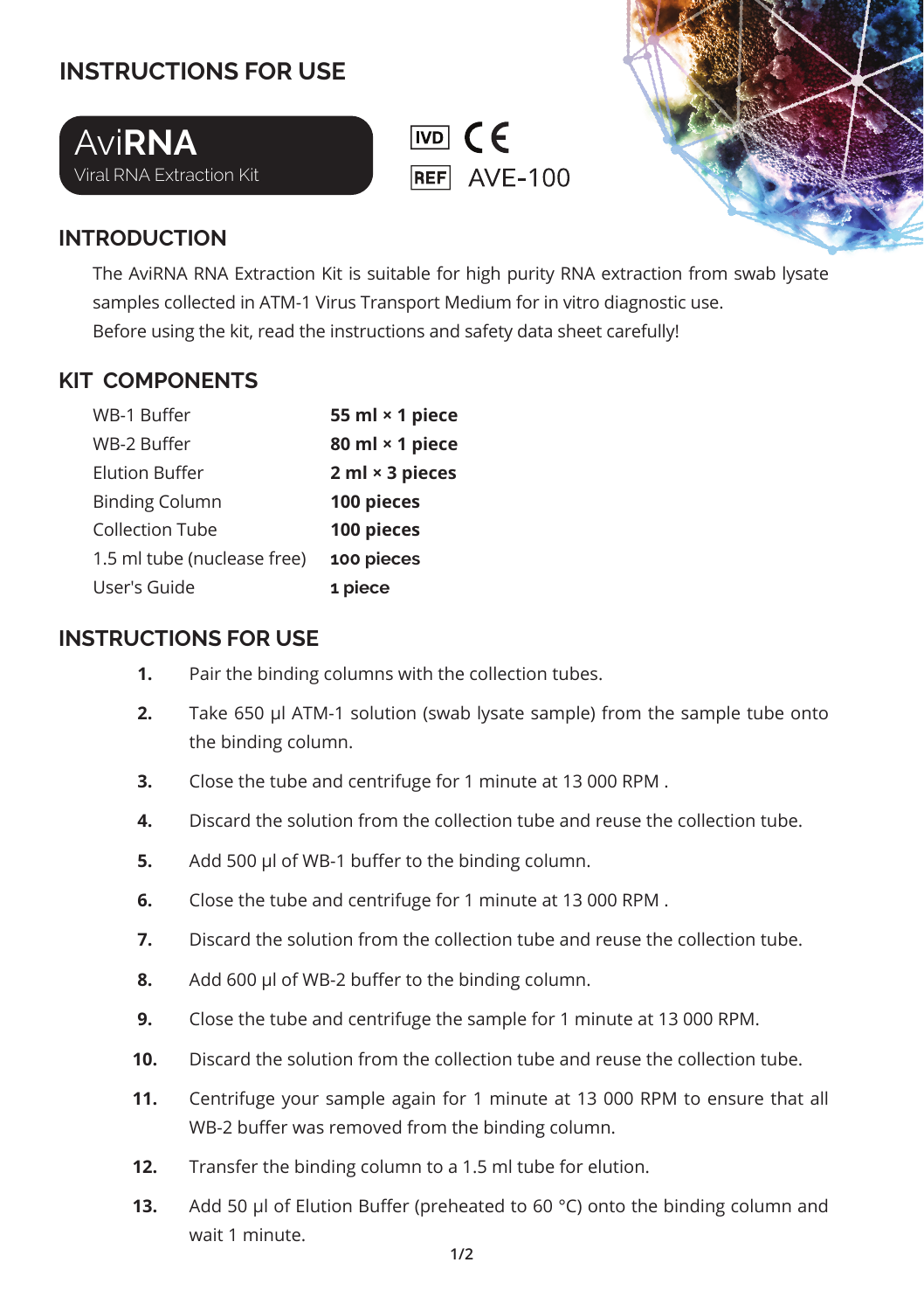# INSTRUCTIONS FOR USE

**AviRNA**
Viral RNA Extraction Kit

IVD CE

REF AVE-100

## INTRODUCTION

The AviRNA RNA Extraction Kit is suitable for high purity RNA extraction from swab lysate samples collected in ATM-1 Virus Transport Medium for in vitro diagnostic use.
Before using the kit, read the instructions and safety data sheet carefully!

## KIT COMPONENTS

| | |
|---|---|
| WB-1 Buffer | **55 ml × 1 piece** |
| WB-2 Buffer | **80 ml × 1 piece** |
| Elution Buffer | **2 ml × 3 pieces** |
| Binding Column | **100 pieces** |
| Collection Tube | **100 pieces** |
| 1.5 ml tube (nuclease free) | **100 pieces** |
| User's Guide | **1 piece** |

## INSTRUCTIONS FOR USE

1. Pair the binding columns with the collection tubes.
2. Take 650 μl ATM-1 solution (swab lysate sample) from the sample tube onto the binding column.
3. Close the tube and centrifuge for 1 minute at 13 000 RPM .
4. Discard the solution from the collection tube and reuse the collection tube.
5. Add 500 μl of WB-1 buffer to the binding column.
6. Close the tube and centrifuge for 1 minute at 13 000 RPM .
7. Discard the solution from the collection tube and reuse the collection tube.
8. Add 600 μl of WB-2 buffer to the binding column.
9. Close the tube and centrifuge the sample for 1 minute at 13 000 RPM.
10. Discard the solution from the collection tube and reuse the collection tube.
11. Centrifuge your sample again for 1 minute at 13 000 RPM to ensure that all WB-2 buffer was removed from the binding column.
12. Transfer the binding column to a 1.5 ml tube for elution.
13. Add 50 μl of Elution Buffer (preheated to 60 °C) onto the binding column and wait 1 minute.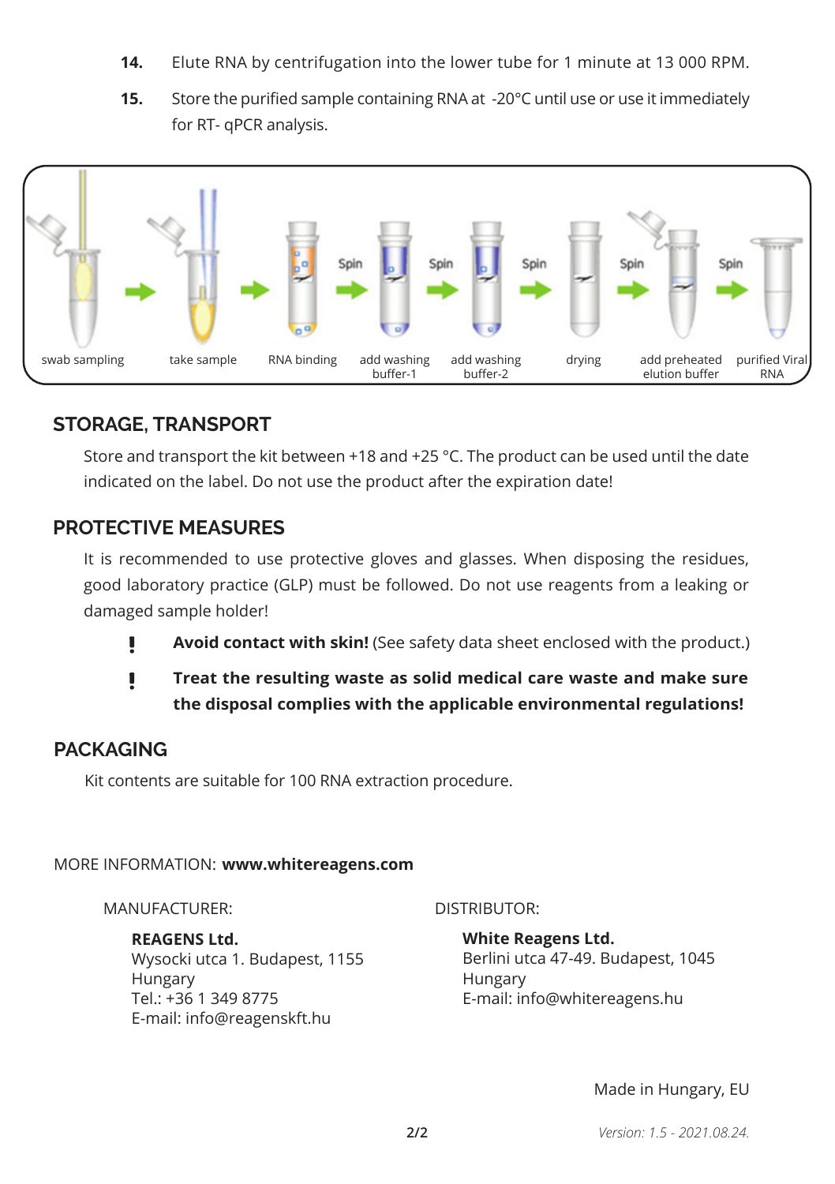14. Elute RNA by centrifugation into the lower tube for 1 minute at 13 000 RPM.
15. Store the purified sample containing RNA at -20°C until use or use it immediately for RT- qPCR analysis.

swab sampling
take sample
RNA binding
Spin
add washing buffer-1
Spin
add washing buffer-2
Spin
drying
Spin
add preheated elution buffer
Spin
purified Viral RNA

## STORAGE, TRANSPORT

Store and transport the kit between +18 and +25 °C. The product can be used until the date indicated on the label. Do not use the product after the expiration date!

## PROTECTIVE MEASURES

It is recommended to use protective gloves and glasses. When disposing the residues, good laboratory practice (GLP) must be followed. Do not use reagents from a leaking or damaged sample holder!

- ! **Avoid contact with skin!** (See safety data sheet enclosed with the product.)
- ! **Treat the resulting waste as solid medical care waste and make sure the disposal complies with the applicable environmental regulations!**

## PACKAGING

Kit contents are suitable for 100 RNA extraction procedure.

MORE INFORMATION: **www.whitereagens.com**

MANUFACTURER:

**REAGENS Ltd.**
Wysocki utca 1. Budapest, 1155
Hungary
Tel.: +36 1 349 8775
E-mail: info@reagenskft.hu

DISTRIBUTOR:

**White Reagens Ltd.**
Berlini utca 47-49. Budapest, 1045
Hungary
E-mail: info@whitereagens.hu

Made in Hungary, EU

*Version: 1.5 - 2021.08.24.*